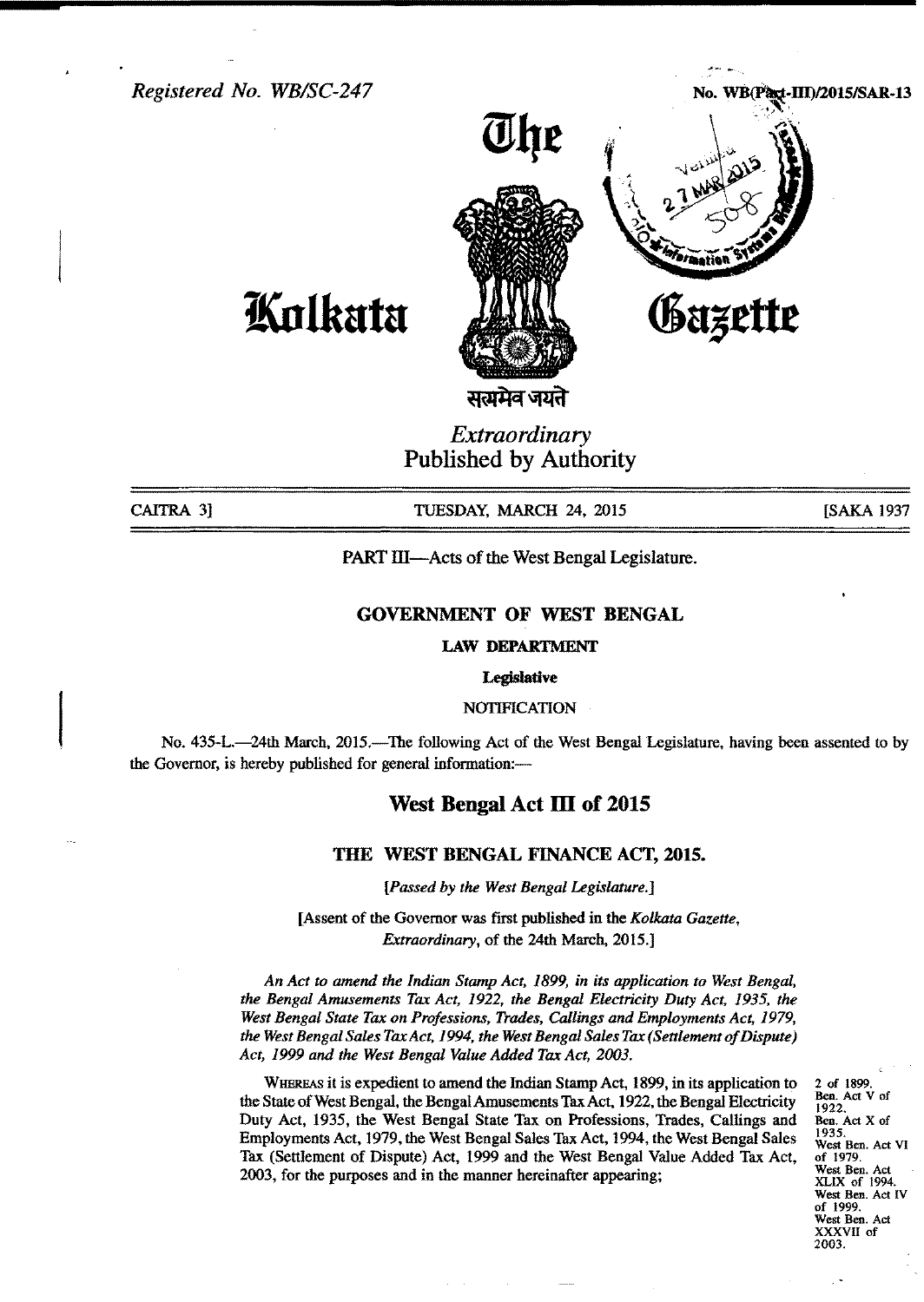Registered No. WB/SC-247

No. WB(Part-III)/2015/SAR-13

# The Kolkata Gazette

सत्यमेव जयते

*Extraordinary*
Published by Authority

CAITRA 3] TUESDAY, MARCH 24, 2015 [SAKA 1937

PART III—Acts of the West Bengal Legislature.

## GOVERNMENT OF WEST BENGAL

### LAW DEPARTMENT

**Legislative**

NOTIFICATION

No. 435-L.—24th March, 2015.—The following Act of the West Bengal Legislature, having been assented to by the Governor, is hereby published for general information:—

## West Bengal Act III of 2015

### THE WEST BENGAL FINANCE ACT, 2015.

*[Passed by the West Bengal Legislature.]*

[Assent of the Governor was first published in the *Kolkata Gazette, Extraordinary*, of the 24th March, 2015.]

*An Act to amend the Indian Stamp Act, 1899, in its application to West Bengal, the Bengal Amusements Tax Act, 1922, the Bengal Electricity Duty Act, 1935, the West Bengal State Tax on Professions, Trades, Callings and Employments Act, 1979, the West Bengal Sales Tax Act, 1994, the West Bengal Sales Tax (Settlement of Dispute) Act, 1999 and the West Bengal Value Added Tax Act, 2003.*

WHEREAS it is expedient to amend the Indian Stamp Act, 1899, in its application to the State of West Bengal, the Bengal Amusements Tax Act, 1922, the Bengal Electricity Duty Act, 1935, the West Bengal State Tax on Professions, Trades, Callings and Employments Act, 1979, the West Bengal Sales Tax Act, 1994, the West Bengal Sales Tax (Settlement of Dispute) Act, 1999 and the West Bengal Value Added Tax Act, 2003, for the purposes and in the manner hereinafter appearing;

2 of 1899.
Ben. Act V of 1922.
Ben. Act X of 1935.
West Ben. Act VI of 1979.
West Ben. Act XLIX of 1994.
West Ben. Act IV of 1999.
West Ben. Act XXXVII of 2003.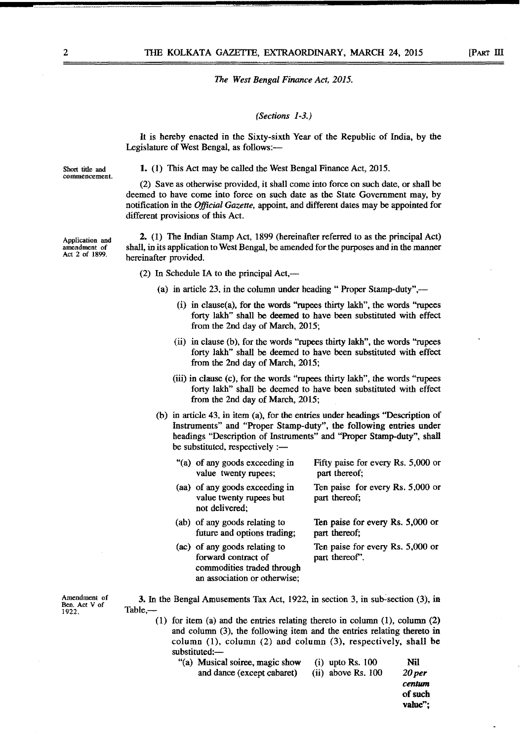*The West Bengal Finance Act, 2015.*

*(Sections 1-3.)*

It is hereby enacted in the Sixty-sixth Year of the Republic of India, by the Legislature of West Bengal, as follows:—

Short title and commencement.

**1.** (1) This Act may be called the West Bengal Finance Act, 2015.

(2) Save as otherwise provided, it shall come into force on such date, or shall be deemed to have come into force on such date as the State Government may, by notification in the *Official Gazette*, appoint, and different dates may be appointed for different provisions of this Act.

Application and amendment of Act 2 of 1899.

**2.** (1) The Indian Stamp Act, 1899 (hereinafter referred to as the principal Act) shall, in its application to West Bengal, be amended for the purposes and in the manner hereinafter provided.

(2) In Schedule IA to the principal Act,—

(a) in article 23, in the column under heading " Proper Stamp-duty",—

(i) in clause(a), for the words "rupees thirty lakh", the words "rupees forty lakh" shall be deemed to have been substituted with effect from the 2nd day of March, 2015;

(ii) in clause (b), for the words "rupees thirty lakh", the words "rupees forty lakh" shall be deemed to have been substituted with effect from the 2nd day of March, 2015;

(iii) in clause (c), for the words "rupees thirty lakh", the words "rupees forty lakh" shall be deemed to have been substituted with effect from the 2nd day of March, 2015;

(b) in article 43, in item (a), for the entries under headings "Description of Instruments" and "Proper Stamp-duty", the following entries under headings "Description of Instruments" and "Proper Stamp-duty", shall be substituted, respectively :—

| | |
|---|---|
| "(a) of any goods exceeding in value twenty rupees; | Fifty paise for every Rs. 5,000 or part thereof; |
| (aa) of any goods exceeding in value twenty rupees but not delivered; | Ten paise for every Rs. 5,000 or part thereof; |
| (ab) of any goods relating to future and options trading; | Ten paise for every Rs. 5,000 or part thereof; |
| (ac) of any goods relating to forward contract of commodities traded through an association or otherwise; | Ten paise for every Rs. 5,000 or part thereof". |

Amendment of Ben. Act V of 1922.

**3.** In the Bengal Amusements Tax Act, 1922, in section 3, in sub-section (3), in Table,—

(1) for item (a) and the entries relating thereto in column (1), column (2) and column (3), the following item and the entries relating thereto in column (1), column (2) and column (3), respectively, shall be substituted:—

| | | |
|---|---|---|
| "(a) Musical soiree, magic show and dance (except cabaret) | (i) upto Rs. 100 | **Nil** |
| | (ii) above Rs. 100 | ***20 per centum* of such value";** |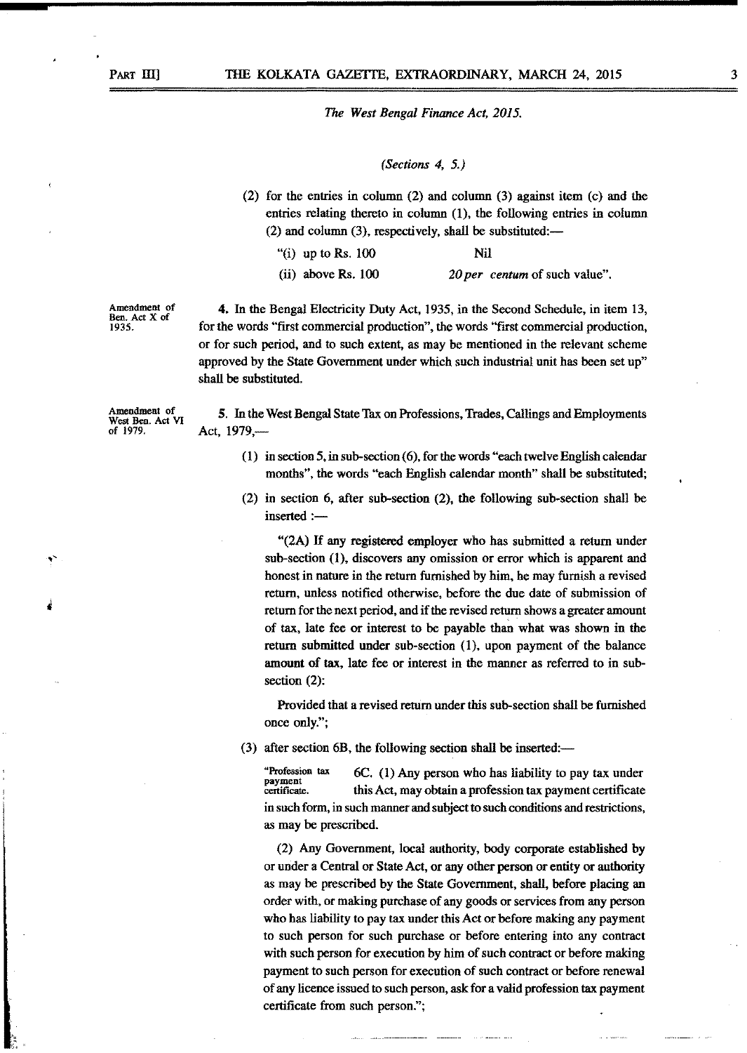*The West Bengal Finance Act, 2015.*

*(Sections 4, 5.)*

(2) for the entries in column (2) and column (3) against item (c) and the entries relating thereto in column (1), the following entries in column (2) and column (3), respectively, shall be substituted:—

| | |
|---|---|
| "(i) up to Rs. 100 | Nil |
| (ii) above Rs. 100 | 20 *per centum* of such value". |

Amendment of Ben. Act X of 1935.

**4.** In the Bengal Electricity Duty Act, 1935, in the Second Schedule, in item 13, for the words "first commercial production", the words "first commercial production, or for such period, and to such extent, as may be mentioned in the relevant scheme approved by the State Government under which such industrial unit has been set up" shall be substituted.

Amendment of West Ben. Act VI of 1979.

**5.** In the West Bengal State Tax on Professions, Trades, Callings and Employments Act, 1979,—

(1) in section 5, in sub-section (6), for the words "each twelve English calendar months", the words "each English calendar month" shall be substituted;

(2) in section 6, after sub-section (2), the following sub-section shall be inserted :—

"(2A) If any registered employer who has submitted a return under sub-section (1), discovers any omission or error which is apparent and honest in nature in the return furnished by him, he may furnish a revised return, unless notified otherwise, before the due date of submission of return for the next period, and if the revised return shows a greater amount of tax, late fee or interest to be payable than what was shown in the return submitted under sub-section (1), upon payment of the balance amount of tax, late fee or interest in the manner as referred to in sub-section (2):

Provided that a revised return under this sub-section shall be furnished once only.";

(3) after section 6B, the following section shall be inserted:—

"Profession tax payment certificate.

6C. (1) Any person who has liability to pay tax under this Act, may obtain a profession tax payment certificate in such form, in such manner and subject to such conditions and restrictions, as may be prescribed.

(2) Any Government, local authority, body corporate established by or under a Central or State Act, or any other person or entity or authority as may be prescribed by the State Government, shall, before placing an order with, or making purchase of any goods or services from any person who has liability to pay tax under this Act or before making any payment to such person for such purchase or before entering into any contract with such person for execution by him of such contract or before making payment to such person for execution of such contract or before renewal of any licence issued to such person, ask for a valid profession tax payment certificate from such person.";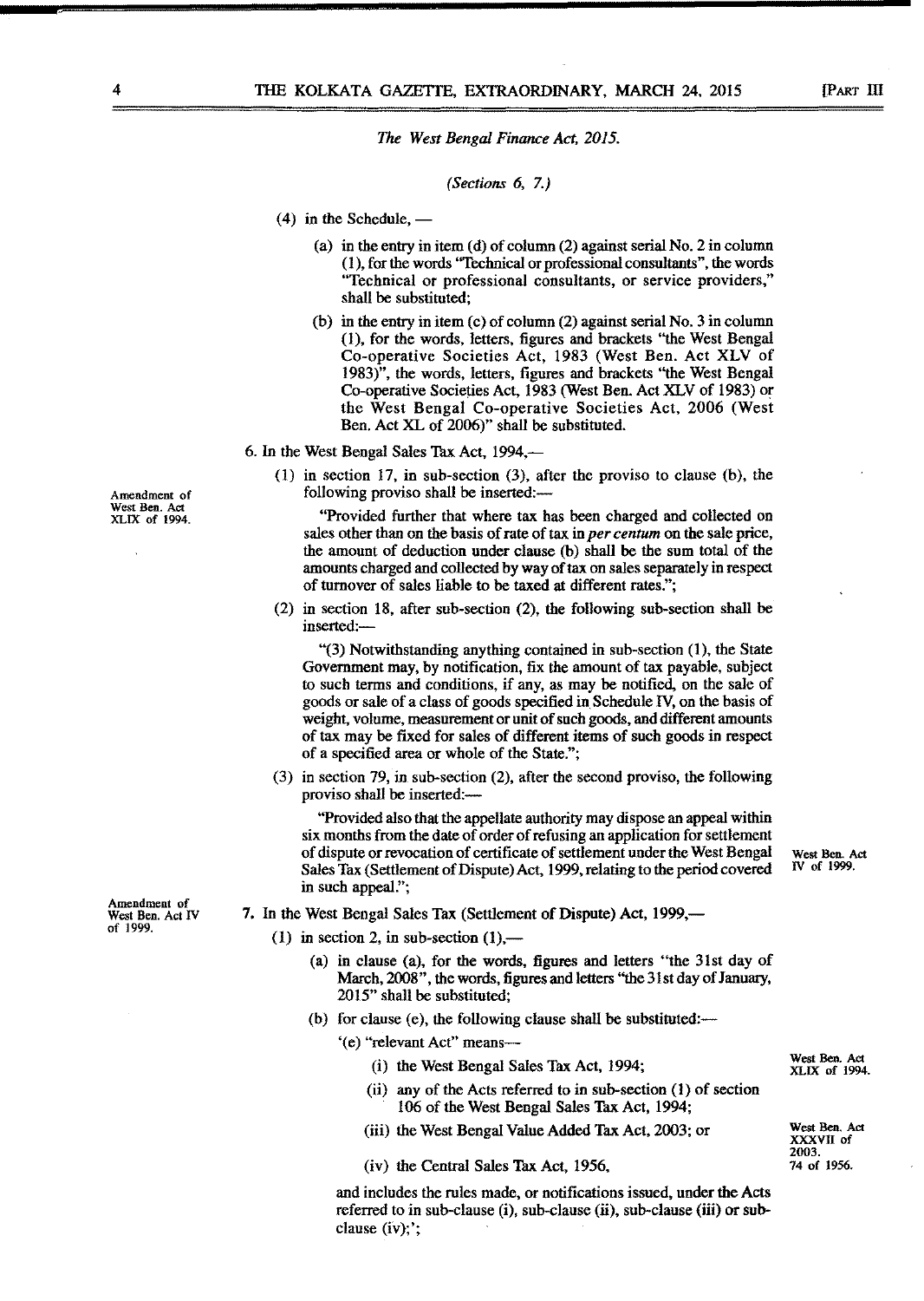*The West Bengal Finance Act, 2015.*

*(Sections 6, 7.)*

(4) in the Schedule, —

(a) in the entry in item (d) of column (2) against serial No. 2 in column (1), for the words "Technical or professional consultants", the words "Technical or professional consultants, or service providers," shall be substituted;

(b) in the entry in item (c) of column (2) against serial No. 3 in column (1), for the words, letters, figures and brackets "the West Bengal Co-operative Societies Act, 1983 (West Ben. Act XLV of 1983)", the words, letters, figures and brackets "the West Bengal Co-operative Societies Act, 1983 (West Ben. Act XLV of 1983) or the West Bengal Co-operative Societies Act, 2006 (West Ben. Act XL of 2006)" shall be substituted.

Amendment of West Ben. Act XLIX of 1994.

6. In the West Bengal Sales Tax Act, 1994,—

(1) in section 17, in sub-section (3), after the proviso to clause (b), the following proviso shall be inserted:—

"Provided further that where tax has been charged and collected on sales other than on the basis of rate of tax in *per centum* on the sale price, the amount of deduction under clause (b) shall be the sum total of the amounts charged and collected by way of tax on sales separately in respect of turnover of sales liable to be taxed at different rates.";

(2) in section 18, after sub-section (2), the following sub-section shall be inserted:—

"(3) Notwithstanding anything contained in sub-section (1), the State Government may, by notification, fix the amount of tax payable, subject to such terms and conditions, if any, as may be notified, on the sale of goods or sale of a class of goods specified in Schedule IV, on the basis of weight, volume, measurement or unit of such goods, and different amounts of tax may be fixed for sales of different items of such goods in respect of a specified area or whole of the State.";

(3) in section 79, in sub-section (2), after the second proviso, the following proviso shall be inserted:—

"Provided also that the appellate authority may dispose an appeal within six months from the date of order of refusing an application for settlement of dispute or revocation of certificate of settlement under the West Bengal Sales Tax (Settlement of Dispute) Act, 1999, relating to the period covered in such appeal."; (West Ben. Act IV of 1999.)

Amendment of West Ben. Act IV of 1999.

7. In the West Bengal Sales Tax (Settlement of Dispute) Act, 1999,—

(1) in section 2, in sub-section (1),—

(a) in clause (a), for the words, figures and letters "the 31st day of March, 2008", the words, figures and letters "the 31st day of January, 2015" shall be substituted;

(b) for clause (e), the following clause shall be substituted:—

'(e) "relevant Act" means—

(i) the West Bengal Sales Tax Act, 1994; (West Ben. Act XLIX of 1994.)

(ii) any of the Acts referred to in sub-section (1) of section 106 of the West Bengal Sales Tax Act, 1994;

(iii) the West Bengal Value Added Tax Act, 2003; or (West Ben. Act XXXVII of 2003.)

(iv) the Central Sales Tax Act, 1956, (74 of 1956.)

and includes the rules made, or notifications issued, under the Acts referred to in sub-clause (i), sub-clause (ii), sub-clause (iii) or sub-clause (iv);';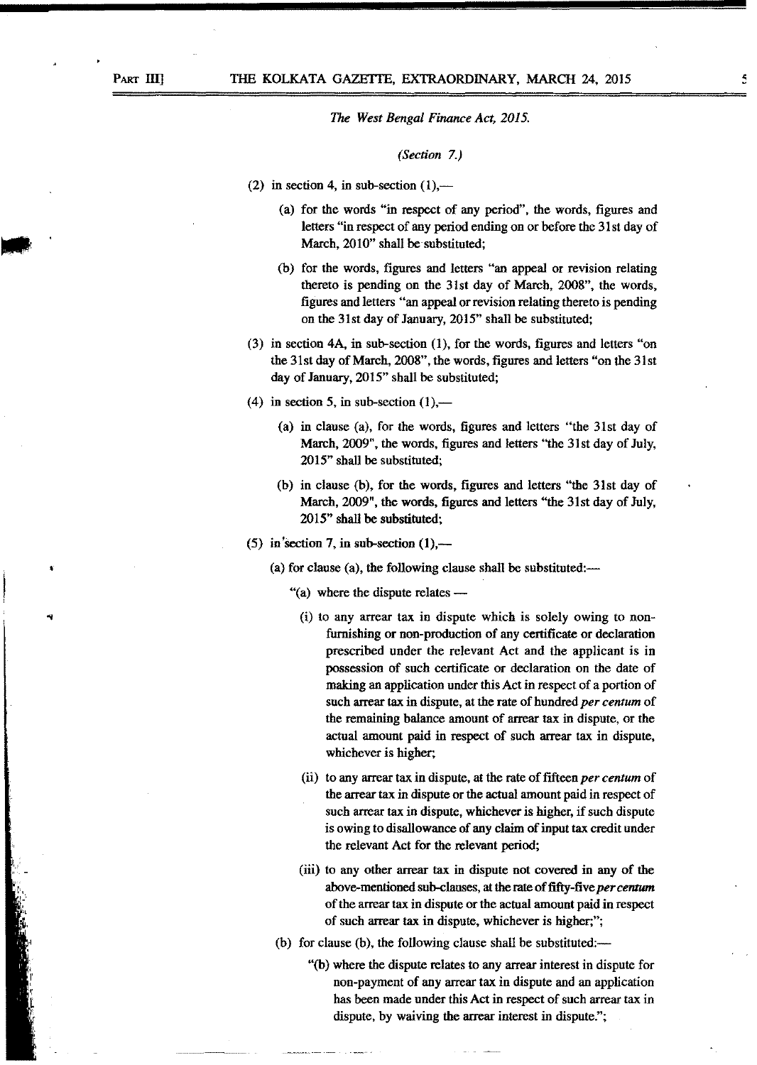*The West Bengal Finance Act, 2015.*

*(Section 7.)*

(2) in section 4, in sub-section (1),—

(a) for the words "in respect of any period", the words, figures and letters "in respect of any period ending on or before the 31st day of March, 2010" shall be substituted;

(b) for the words, figures and letters "an appeal or revision relating thereto is pending on the 31st day of March, 2008", the words, figures and letters "an appeal or revision relating thereto is pending on the 31st day of January, 2015" shall be substituted;

(3) in section 4A, in sub-section (1), for the words, figures and letters "on the 31st day of March, 2008", the words, figures and letters "on the 31st day of January, 2015" shall be substituted;

(4) in section 5, in sub-section (1),—

(a) in clause (a), for the words, figures and letters "the 31st day of March, 2009", the words, figures and letters "the 31st day of July, 2015" shall be substituted;

(b) in clause (b), for the words, figures and letters "the 31st day of March, 2009", the words, figures and letters "the 31st day of July, 2015" shall be substituted;

(5) in section 7, in sub-section (1),—

(a) for clause (a), the following clause shall be substituted:—

"(a) where the dispute relates —

(i) to any arrear tax in dispute which is solely owing to non-furnishing or non-production of any certificate or declaration prescribed under the relevant Act and the applicant is in possession of such certificate or declaration on the date of making an application under this Act in respect of a portion of such arrear tax in dispute, at the rate of hundred *per centum* of the remaining balance amount of arrear tax in dispute, or the actual amount paid in respect of such arrear tax in dispute, whichever is higher;

(ii) to any arrear tax in dispute, at the rate of fifteen *per centum* of the arrear tax in dispute or the actual amount paid in respect of such arrear tax in dispute, whichever is higher, if such dispute is owing to disallowance of any claim of input tax credit under the relevant Act for the relevant period;

(iii) to any other arrear tax in dispute not covered in any of the above-mentioned sub-clauses, at the rate of fifty-five *per centum* of the arrear tax in dispute or the actual amount paid in respect of such arrear tax in dispute, whichever is higher;";

(b) for clause (b), the following clause shall be substituted:—

"(b) where the dispute relates to any arrear interest in dispute for non-payment of any arrear tax in dispute and an application has been made under this Act in respect of such arrear tax in dispute, by waiving the arrear interest in dispute.";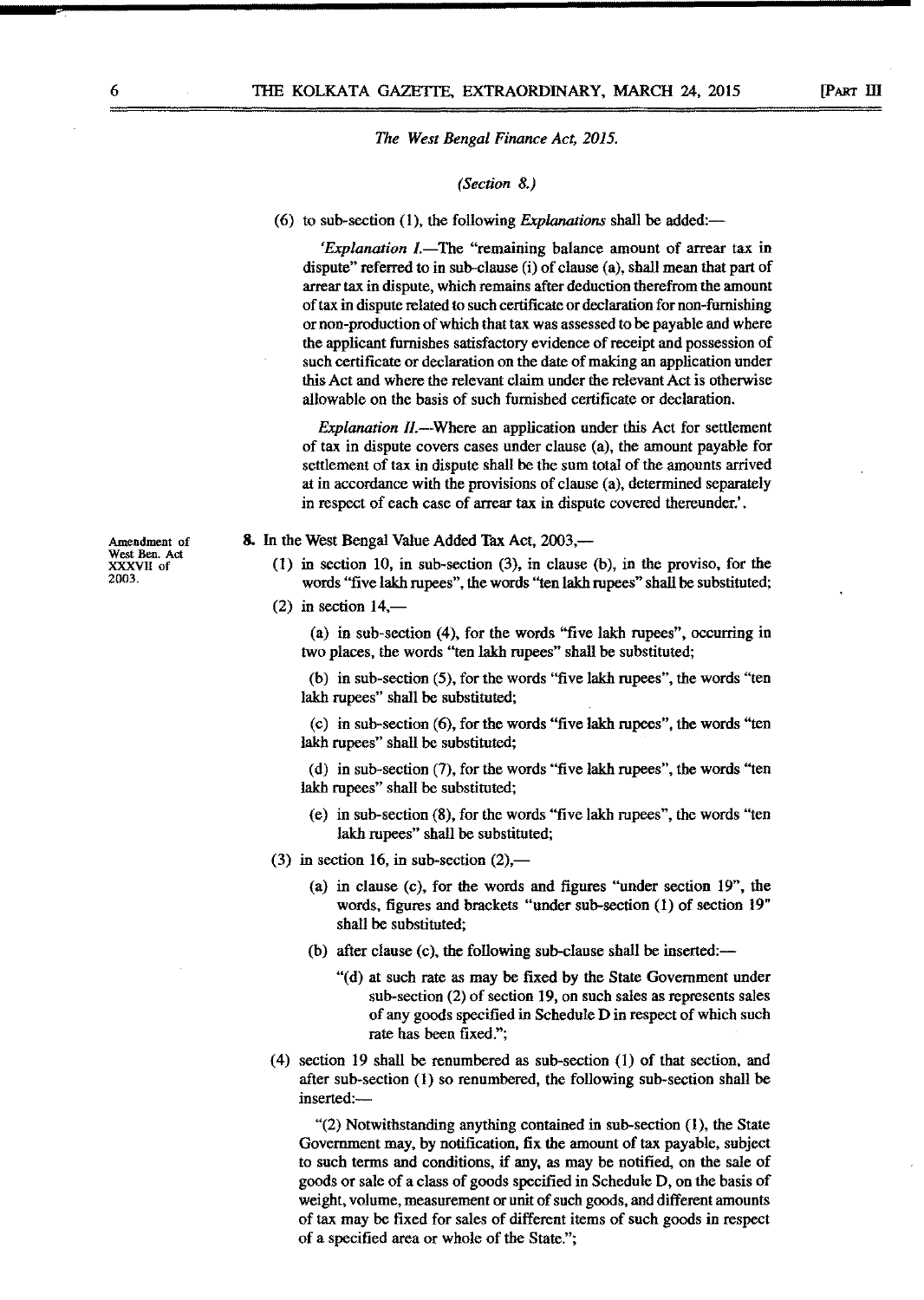*The West Bengal Finance Act, 2015.*

*(Section 8.)*

(6) to sub-section (1), the following *Explanations* shall be added:—

'*Explanation I.*—The "remaining balance amount of arrear tax in dispute" referred to in sub-clause (i) of clause (a), shall mean that part of arrear tax in dispute, which remains after deduction therefrom the amount of tax in dispute related to such certificate or declaration for non-furnishing or non-production of which that tax was assessed to be payable and where the applicant furnishes satisfactory evidence of receipt and possession of such certificate or declaration on the date of making an application under this Act and where the relevant claim under the relevant Act is otherwise allowable on the basis of such furnished certificate or declaration.

*Explanation II.*—Where an application under this Act for settlement of tax in dispute covers cases under clause (a), the amount payable for settlement of tax in dispute shall be the sum total of the amounts arrived at in accordance with the provisions of clause (a), determined separately in respect of each case of arrear tax in dispute covered thereunder.'.

Amendment of West Ben. Act XXXVII of 2003.

**8.** In the West Bengal Value Added Tax Act, 2003,—

(1) in section 10, in sub-section (3), in clause (b), in the proviso, for the words "five lakh rupees", the words "ten lakh rupees" shall be substituted;

(2) in section 14,—

(a) in sub-section (4), for the words "five lakh rupees", occurring in two places, the words "ten lakh rupees" shall be substituted;

(b) in sub-section (5), for the words "five lakh rupees", the words "ten lakh rupees" shall be substituted;

(c) in sub-section (6), for the words "five lakh rupees", the words "ten lakh rupees" shall be substituted;

(d) in sub-section (7), for the words "five lakh rupees", the words "ten lakh rupees" shall be substituted;

(e) in sub-section (8), for the words "five lakh rupees", the words "ten lakh rupees" shall be substituted;

(3) in section 16, in sub-section (2),—

(a) in clause (c), for the words and figures "under section 19", the words, figures and brackets "under sub-section (1) of section 19" shall be substituted;

(b) after clause (c), the following sub-clause shall be inserted:—

"(d) at such rate as may be fixed by the State Government under sub-section (2) of section 19, on such sales as represents sales of any goods specified in Schedule D in respect of which such rate has been fixed.";

(4) section 19 shall be renumbered as sub-section (1) of that section, and after sub-section (1) so renumbered, the following sub-section shall be inserted:—

"(2) Notwithstanding anything contained in sub-section (1), the State Government may, by notification, fix the amount of tax payable, subject to such terms and conditions, if any, as may be notified, on the sale of goods or sale of a class of goods specified in Schedule D, on the basis of weight, volume, measurement or unit of such goods, and different amounts of tax may be fixed for sales of different items of such goods in respect of a specified area or whole of the State.";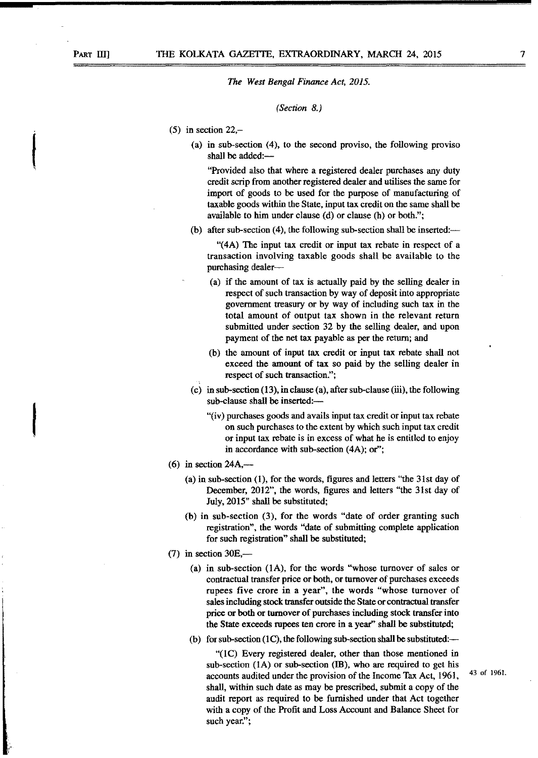*The West Bengal Finance Act, 2015.*

*(Section 8.)*

(5) in section 22,–

(a) in sub-section (4), to the second proviso, the following proviso shall be added:—

"Provided also that where a registered dealer purchases any duty credit scrip from another registered dealer and utilises the same for import of goods to be used for the purpose of manufacturing of taxable goods within the State, input tax credit on the same shall be available to him under clause (d) or clause (h) or both.";

(b) after sub-section (4), the following sub-section shall be inserted:—

"(4A) The input tax credit or input tax rebate in respect of a transaction involving taxable goods shall be available to the purchasing dealer—

(a) if the amount of tax is actually paid by the selling dealer in respect of such transaction by way of deposit into appropriate government treasury or by way of including such tax in the total amount of output tax shown in the relevant return submitted under section 32 by the selling dealer, and upon payment of the net tax payable as per the return; and

(b) the amount of input tax credit or input tax rebate shall not exceed the amount of tax so paid by the selling dealer in respect of such transaction.";

(c) in sub-section (13), in clause (a), after sub-clause (iii), the following sub-clause shall be inserted:—

"(iv) purchases goods and avails input tax credit or input tax rebate on such purchases to the extent by which such input tax credit or input tax rebate is in excess of what he is entitled to enjoy in accordance with sub-section (4A); or";

(6) in section 24A,—

(a) in sub-section (1), for the words, figures and letters "the 31st day of December, 2012", the words, figures and letters "the 31st day of July, 2015" shall be substituted;

(b) in sub-section (3), for the words "date of order granting such registration", the words "date of submitting complete application for such registration" shall be substituted;

(7) in section 30E,—

(a) in sub-section (1A), for the words "whose turnover of sales or contractual transfer price or both, or turnover of purchases exceeds rupees five crore in a year", the words "whose turnover of sales including stock transfer outside the State or contractual transfer price or both or turnover of purchases including stock transfer into the State exceeds rupees ten crore in a year" shall be substituted;

(b) for sub-section (1C), the following sub-section shall be substituted:—

"(1C) Every registered dealer, other than those mentioned in sub-section (1A) or sub-section (IB), who are required to get his accounts audited under the provision of the Income Tax Act, 1961, shall, within such date as may be prescribed, submit a copy of the audit report as required to be furnished under that Act together with a copy of the Profit and Loss Account and Balance Sheet for such year.";

43 of 1961.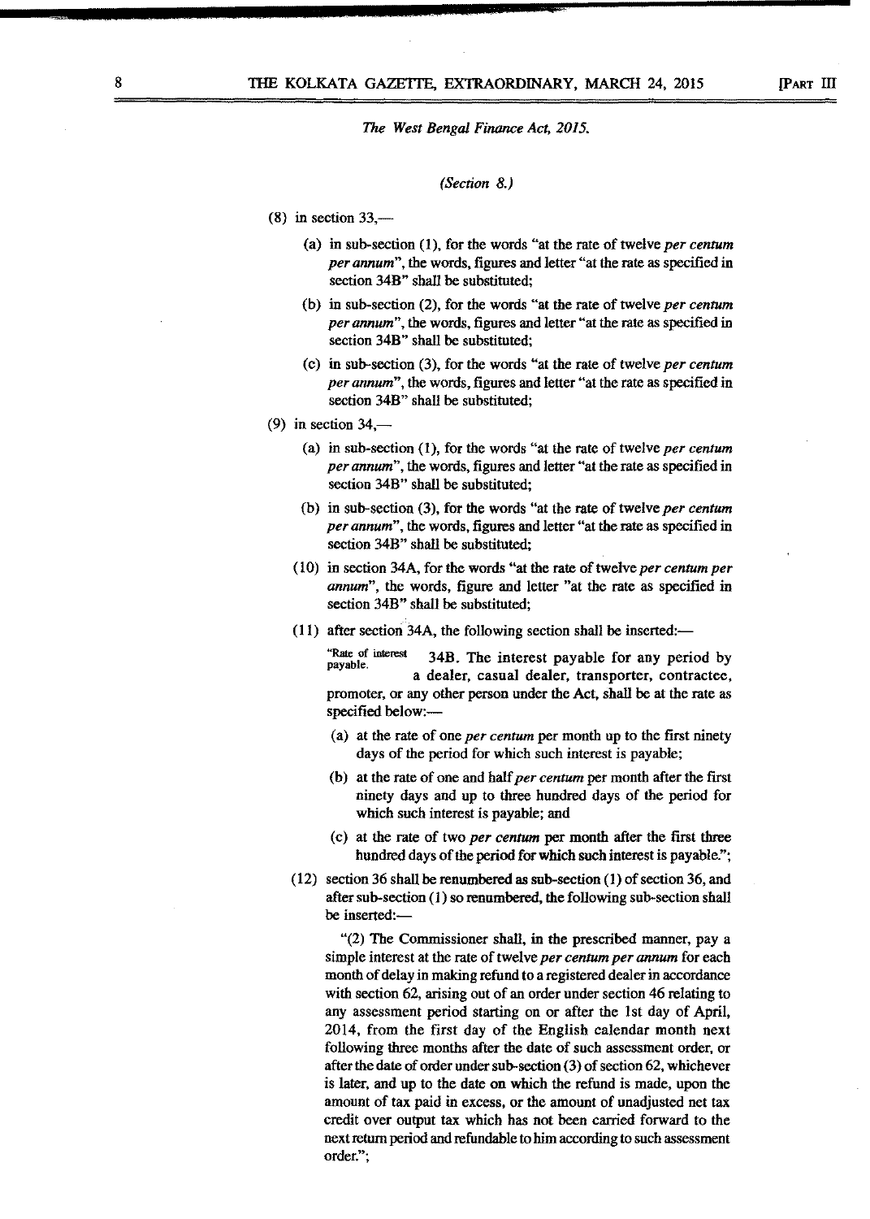*The West Bengal Finance Act, 2015.*

*(Section 8.)*

(8) in section 33,—

(a) in sub-section (1), for the words "at the rate of twelve *per centum per annum*", the words, figures and letter "at the rate as specified in section 34B" shall be substituted;

(b) in sub-section (2), for the words "at the rate of twelve *per centum per annum*", the words, figures and letter "at the rate as specified in section 34B" shall be substituted;

(c) in sub-section (3), for the words "at the rate of twelve *per centum per annum*", the words, figures and letter "at the rate as specified in section 34B" shall be substituted;

(9) in section 34,—

(a) in sub-section (1), for the words "at the rate of twelve *per centum per annum*", the words, figures and letter "at the rate as specified in section 34B" shall be substituted;

(b) in sub-section (3), for the words "at the rate of twelve *per centum per annum*", the words, figures and letter "at the rate as specified in section 34B" shall be substituted;

(10) in section 34A, for the words "at the rate of twelve *per centum per annum*", the words, figure and letter "at the rate as specified in section 34B" shall be substituted;

(11) after section 34A, the following section shall be inserted:—

"Rate of interest payable. 34B. The interest payable for any period by a dealer, casual dealer, transporter, contractee, promoter, or any other person under the Act, shall be at the rate as specified below:—

(a) at the rate of one *per centum* per month up to the first ninety days of the period for which such interest is payable;

(b) at the rate of one and half *per centum* per month after the first ninety days and up to three hundred days of the period for which such interest is payable; and

(c) at the rate of two *per centum* per month after the first three hundred days of the period for which such interest is payable.";

(12) section 36 shall be renumbered as sub-section (1) of section 36, and after sub-section (1) so renumbered, the following sub-section shall be inserted:—

"(2) The Commissioner shall, in the prescribed manner, pay a simple interest at the rate of twelve *per centum per annum* for each month of delay in making refund to a registered dealer in accordance with section 62, arising out of an order under section 46 relating to any assessment period starting on or after the 1st day of April, 2014, from the first day of the English calendar month next following three months after the date of such assessment order, or after the date of order under sub-section (3) of section 62, whichever is later, and up to the date on which the refund is made, upon the amount of tax paid in excess, or the amount of unadjusted net tax credit over output tax which has not been carried forward to the next return period and refundable to him according to such assessment order.";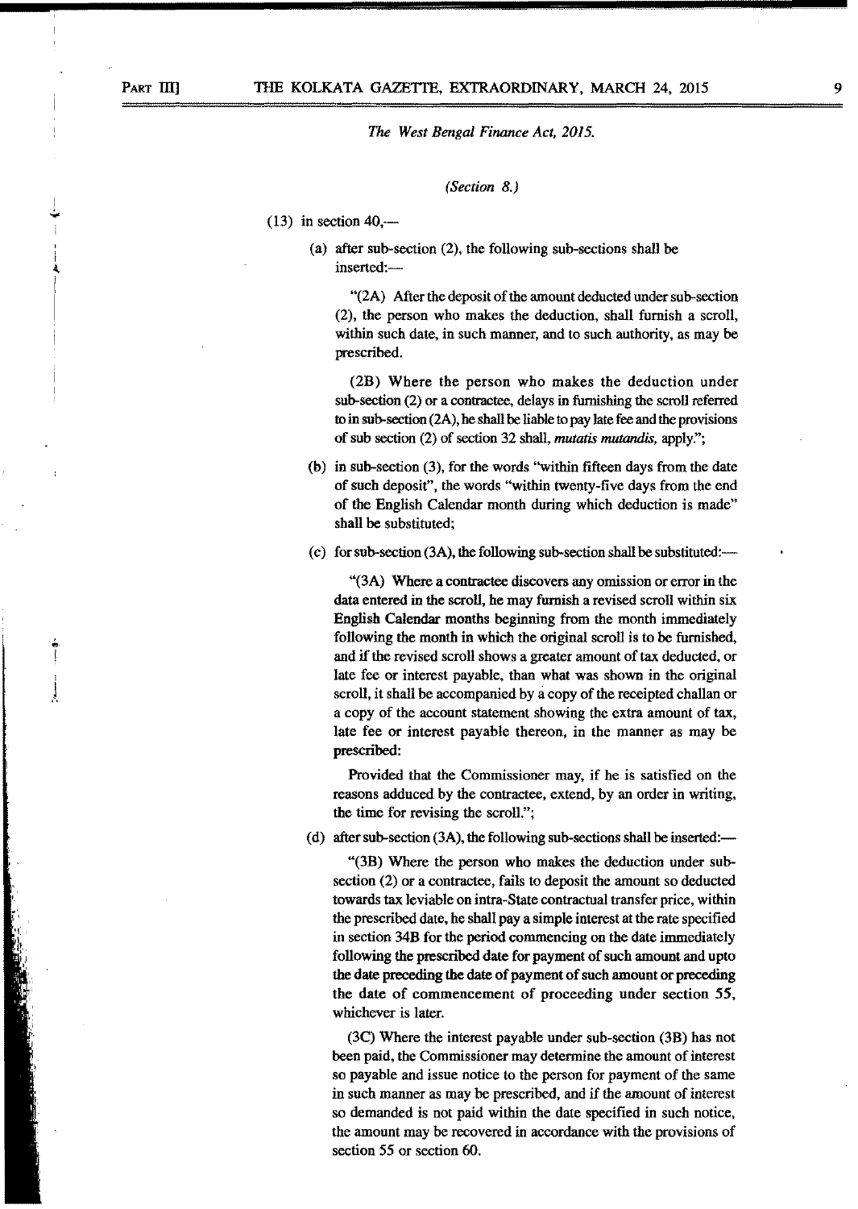*The West Bengal Finance Act, 2015.*

*(Section 8.)*

(13) in section 40,—

(a) after sub-section (2), the following sub-sections shall be inserted:—

"(2A) After the deposit of the amount deducted under sub-section (2), the person who makes the deduction, shall furnish a scroll, within such date, in such manner, and to such authority, as may be prescribed.

(2B) Where the person who makes the deduction under sub-section (2) or a contractee, delays in furnishing the scroll referred to in sub-section (2A), he shall be liable to pay late fee and the provisions of sub section (2) of section 32 shall, *mutatis mutandis,* apply.";

(b) in sub-section (3), for the words "within fifteen days from the date of such deposit", the words "within twenty-five days from the end of the English Calendar month during which deduction is made" shall be substituted;

(c) for sub-section (3A), the following sub-section shall be substituted:—

"(3A) Where a contractee discovers any omission or error in the data entered in the scroll, he may furnish a revised scroll within six English Calendar months beginning from the month immediately following the month in which the original scroll is to be furnished, and if the revised scroll shows a greater amount of tax deducted, or late fee or interest payable, than what was shown in the original scroll, it shall be accompanied by a copy of the receipted challan or a copy of the account statement showing the extra amount of tax, late fee or interest payable thereon, in the manner as may be prescribed:

Provided that the Commissioner may, if he is satisfied on the reasons adduced by the contractee, extend, by an order in writing, the time for revising the scroll.";

(d) after sub-section (3A), the following sub-sections shall be inserted:—

"(3B) Where the person who makes the deduction under sub-section (2) or a contractee, fails to deposit the amount so deducted towards tax leviable on intra-State contractual transfer price, within the prescribed date, he shall pay a simple interest at the rate specified in section 34B for the period commencing on the date immediately following the prescribed date for payment of such amount and upto the date preceding the date of payment of such amount or preceding the date of commencement of proceeding under section 55, whichever is later.

(3C) Where the interest payable under sub-section (3B) has not been paid, the Commissioner may determine the amount of interest so payable and issue notice to the person for payment of the same in such manner as may be prescribed, and if the amount of interest so demanded is not paid within the date specified in such notice, the amount may be recovered in accordance with the provisions of section 55 or section 60.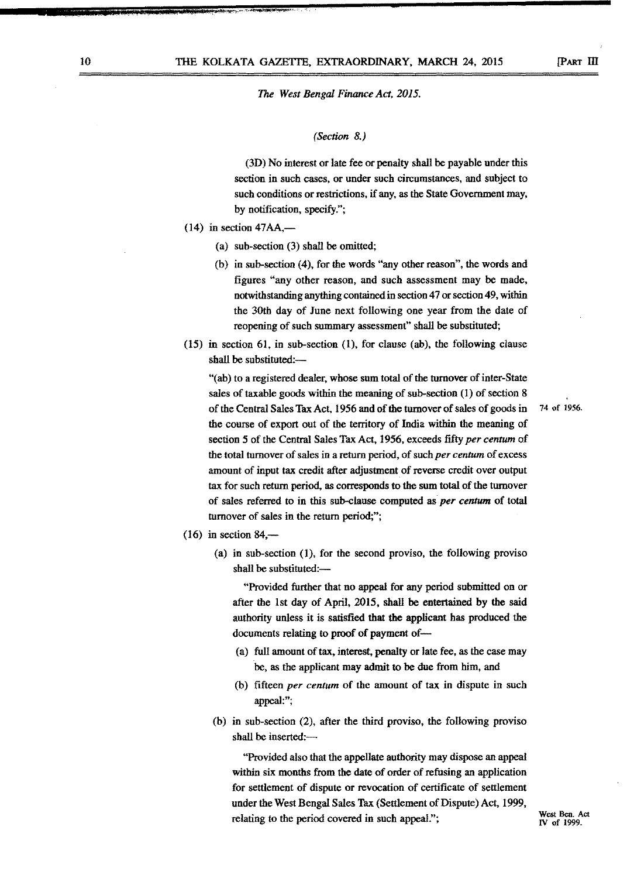*The West Bengal Finance Act, 2015.*

*(Section 8.)*

(3D) No interest or late fee or penalty shall be payable under this section in such cases, or under such circumstances, and subject to such conditions or restrictions, if any, as the State Government may, by notification, specify.";

(14) in section 47AA,—

(a) sub-section (3) shall be omitted;

(b) in sub-section (4), for the words "any other reason", the words and figures "any other reason, and such assessment may be made, notwithstanding anything contained in section 47 or section 49, within the 30th day of June next following one year from the date of reopening of such summary assessment" shall be substituted;

(15) in section 61, in sub-section (1), for clause (ab), the following clause shall be substituted:—

"(ab) to a registered dealer, whose sum total of the turnover of inter-State sales of taxable goods within the meaning of sub-section (1) of section 8 of the Central Sales Tax Act, 1956 and of the turnover of sales of goods in the course of export out of the territory of India within the meaning of section 5 of the Central Sales Tax Act, 1956, exceeds fifty *per centum* of the total turnover of sales in a return period, of such *per centum* of excess amount of input tax credit after adjustment of reverse credit over output tax for such return period, as corresponds to the sum total of the turnover of sales referred to in this sub-clause computed as *per centum* of total turnover of sales in the return period;"; 74 of 1956.

(16) in section 84,—

(a) in sub-section (1), for the second proviso, the following proviso shall be substituted:—

"Provided further that no appeal for any period submitted on or after the 1st day of April, 2015, shall be entertained by the said authority unless it is satisfied that the applicant has produced the documents relating to proof of payment of—

(a) full amount of tax, interest, penalty or late fee, as the case may be, as the applicant may admit to be due from him, and

(b) fifteen *per centum* of the amount of tax in dispute in such appeal:";

(b) in sub-section (2), after the third proviso, the following proviso shall be inserted:—

"Provided also that the appellate authority may dispose an appeal within six months from the date of order of refusing an application for settlement of dispute or revocation of certificate of settlement under the West Bengal Sales Tax (Settlement of Dispute) Act, 1999, relating to the period covered in such appeal."; West Ben. Act IV of 1999.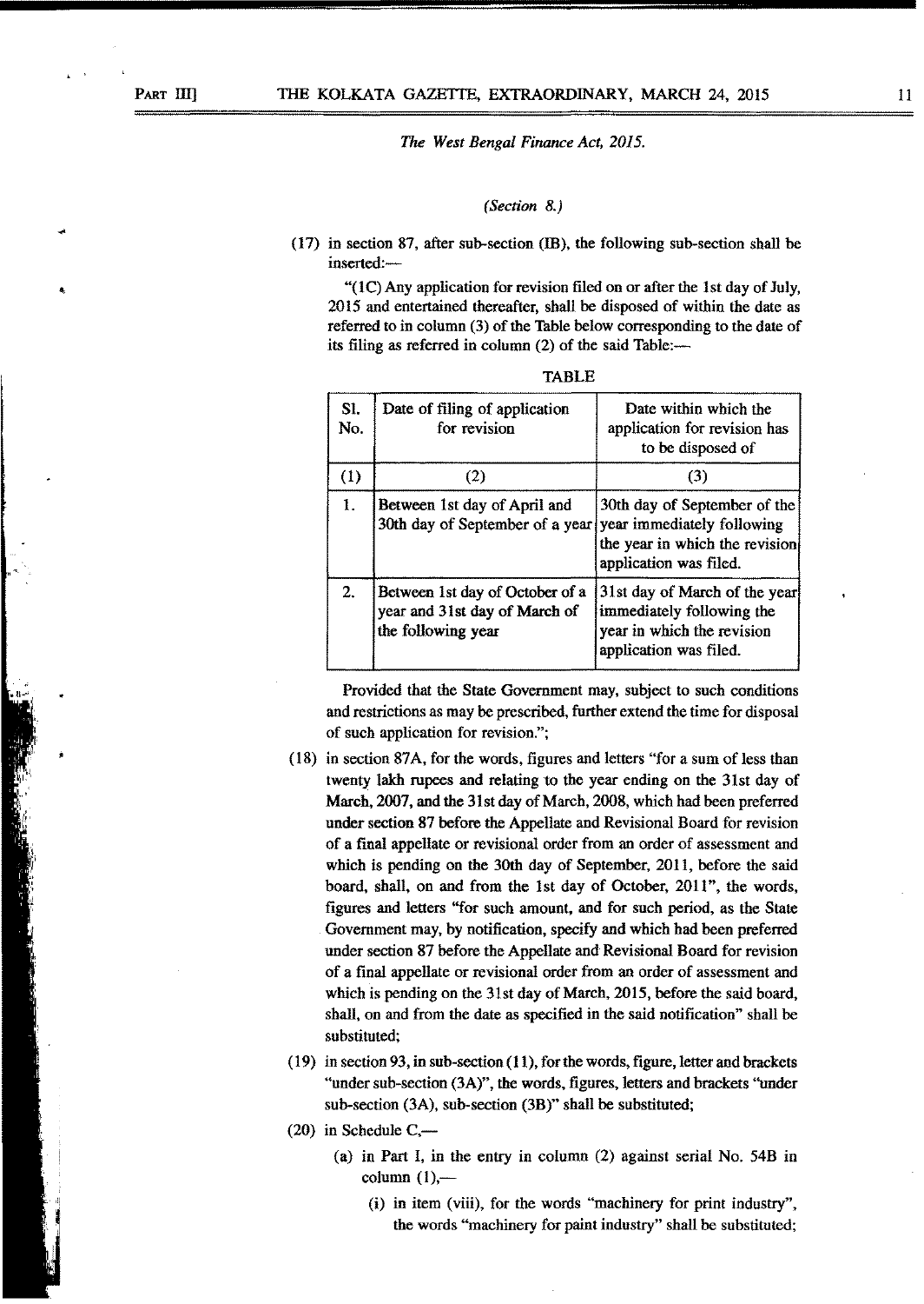*The West Bengal Finance Act, 2015.*

*(Section 8.)*

(17) in section 87, after sub-section (IB), the following sub-section shall be inserted:—

"(1C) Any application for revision filed on or after the 1st day of July, 2015 and entertained thereafter, shall be disposed of within the date as referred to in column (3) of the Table below corresponding to the date of its filing as referred in column (2) of the said Table:—

TABLE

| Sl. No. | Date of filing of application for revision | Date within which the application for revision has to be disposed of |
|---|---|---|
| (1) | (2) | (3) |
| 1. | Between 1st day of April and 30th day of September of a year | 30th day of September of the year immediately following the year in which the revision application was filed. |
| 2. | Between 1st day of October of a year and 31st day of March of the following year | 31st day of March of the year immediately following the year in which the revision application was filed. |

Provided that the State Government may, subject to such conditions and restrictions as may be prescribed, further extend the time for disposal of such application for revision.";

(18) in section 87A, for the words, figures and letters "for a sum of less than twenty lakh rupees and relating to the year ending on the 31st day of March, 2007, and the 31st day of March, 2008, which had been preferred under section 87 before the Appellate and Revisional Board for revision of a final appellate or revisional order from an order of assessment and which is pending on the 30th day of September, 2011, before the said board, shall, on and from the 1st day of October, 2011", the words, figures and letters "for such amount, and for such period, as the State Government may, by notification, specify and which had been preferred under section 87 before the Appellate and Revisional Board for revision of a final appellate or revisional order from an order of assessment and which is pending on the 31st day of March, 2015, before the said board, shall, on and from the date as specified in the said notification" shall be substituted;

(19) in section 93, in sub-section (11), for the words, figure, letter and brackets "under sub-section (3A)", the words, figures, letters and brackets "under sub-section (3A), sub-section (3B)" shall be substituted;

(20) in Schedule C,—

(a) in Part I, in the entry in column (2) against serial No. 54B in column (1),—

(i) in item (viii), for the words "machinery for print industry", the words "machinery for paint industry" shall be substituted;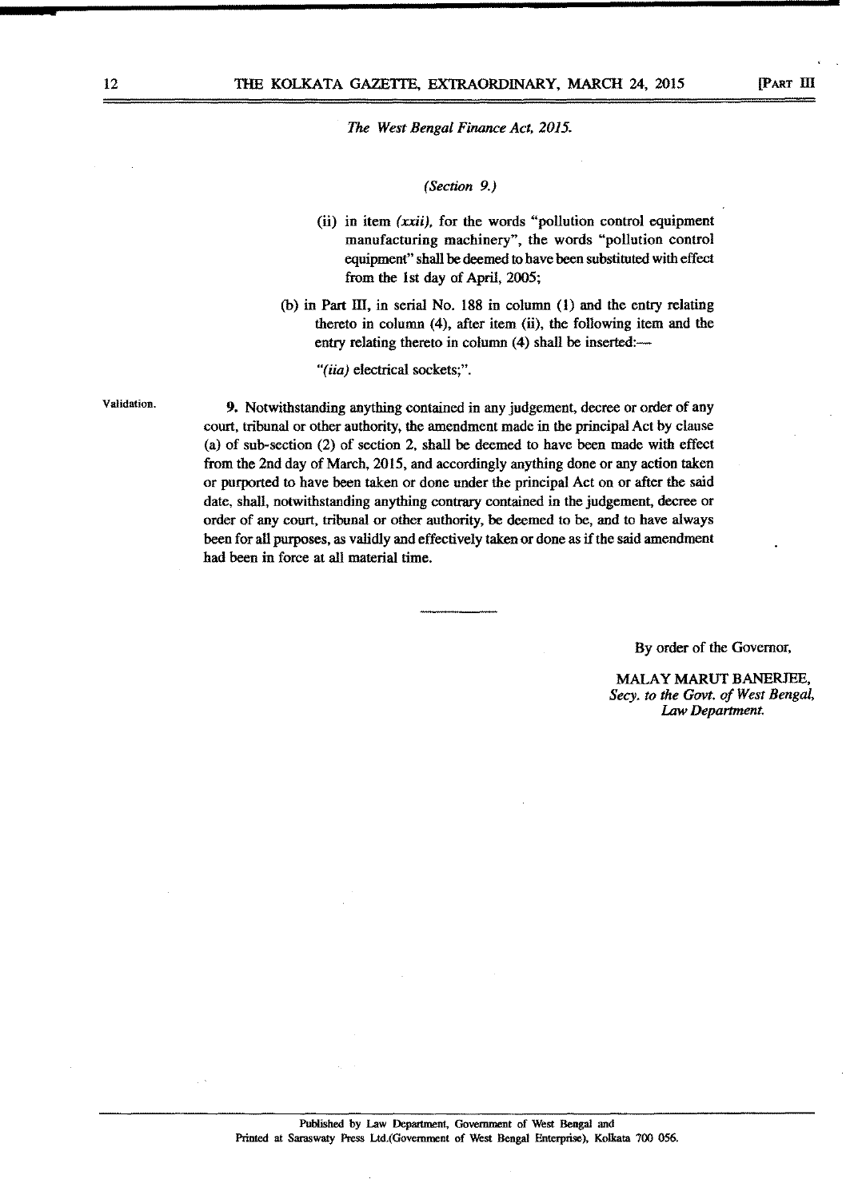*The West Bengal Finance Act, 2015.*

*(Section 9.)*

(ii) in item *(xxii)*, for the words "pollution control equipment manufacturing machinery", the words "pollution control equipment" shall be deemed to have been substituted with effect from the 1st day of April, 2005;

(b) in Part III, in serial No. 188 in column (1) and the entry relating thereto in column (4), after item (ii), the following item and the entry relating thereto in column (4) shall be inserted:—

"*(iia)* electrical sockets;".

Validation.

**9.** Notwithstanding anything contained in any judgement, decree or order of any court, tribunal or other authority, the amendment made in the principal Act by clause (a) of sub-section (2) of section 2, shall be deemed to have been made with effect from the 2nd day of March, 2015, and accordingly anything done or any action taken or purported to have been taken or done under the principal Act on or after the said date, shall, notwithstanding anything contrary contained in the judgement, decree or order of any court, tribunal or other authority, be deemed to be, and to have always been for all purposes, as validly and effectively taken or done as if the said amendment had been in force at all material time.

---

By order of the Governor,

MALAY MARUT BANERJEE,
*Secy. to the Govt. of West Bengal,*
*Law Department.*

Published by Law Department, Government of West Bengal and
Printed at Saraswaty Press Ltd.(Government of West Bengal Enterprise), Kolkata 700 056.